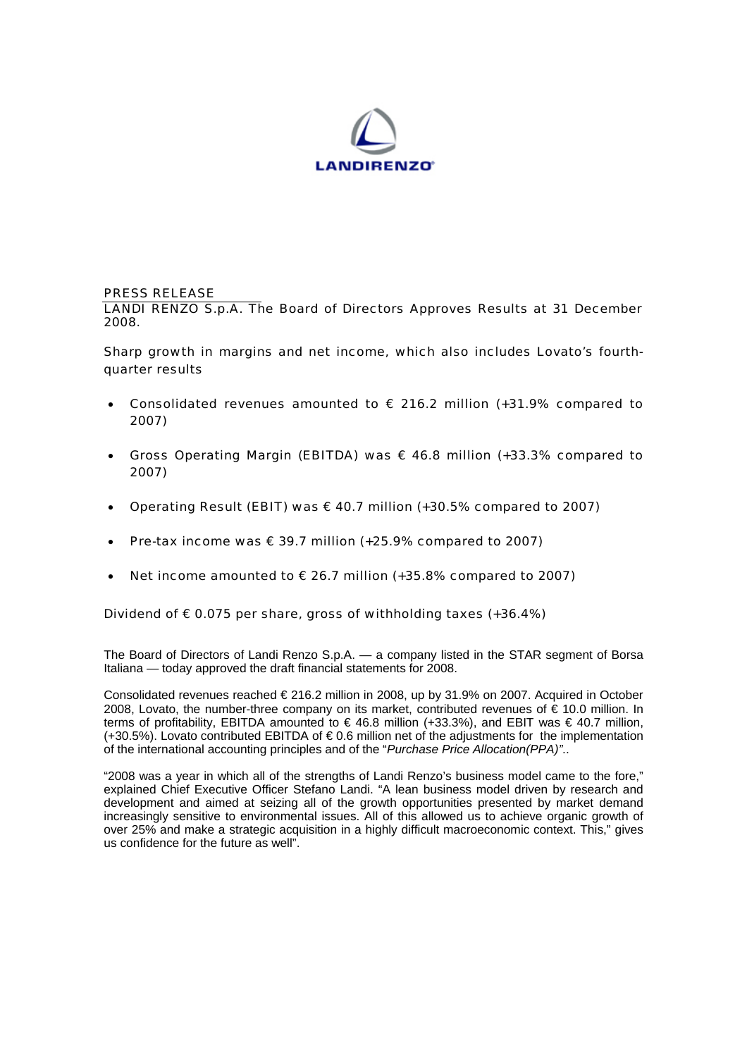LANDIRENZO®

PRESS RELEASE

LANDI RENZO S.p.A. The Board of Directors Approves Results at 31 December 2008.

Sharp growth in margins and net income, which also includes Lovato's fourth-quarter results

- Consolidated revenues amounted to € 216.2 million (+31.9% compared to 2007)
- Gross Operating Margin (EBITDA) was € 46.8 million (+33.3% compared to 2007)
- Operating Result (EBIT) was € 40.7 million (+30.5% compared to 2007)
- Pre-tax income was € 39.7 million (+25.9% compared to 2007)
- Net income amounted to € 26.7 million (+35.8% compared to 2007)

Dividend of € 0.075 per share, gross of withholding taxes (+36.4%)

The Board of Directors of Landi Renzo S.p.A. — a company listed in the STAR segment of Borsa Italiana — today approved the draft financial statements for 2008.

Consolidated revenues reached € 216.2 million in 2008, up by 31.9% on 2007. Acquired in October 2008, Lovato, the number-three company on its market, contributed revenues of € 10.0 million. In terms of profitability, EBITDA amounted to € 46.8 million (+33.3%), and EBIT was € 40.7 million, (+30.5%). Lovato contributed EBITDA of € 0.6 million net of the adjustments for the implementation of the international accounting principles and of the "*Purchase Price Allocation(PPA)"*..

"2008 was a year in which all of the strengths of Landi Renzo's business model came to the fore," explained Chief Executive Officer Stefano Landi. "A lean business model driven by research and development and aimed at seizing all of the growth opportunities presented by market demand increasingly sensitive to environmental issues. All of this allowed us to achieve organic growth of over 25% and make a strategic acquisition in a highly difficult macroeconomic context. This," gives us confidence for the future as well".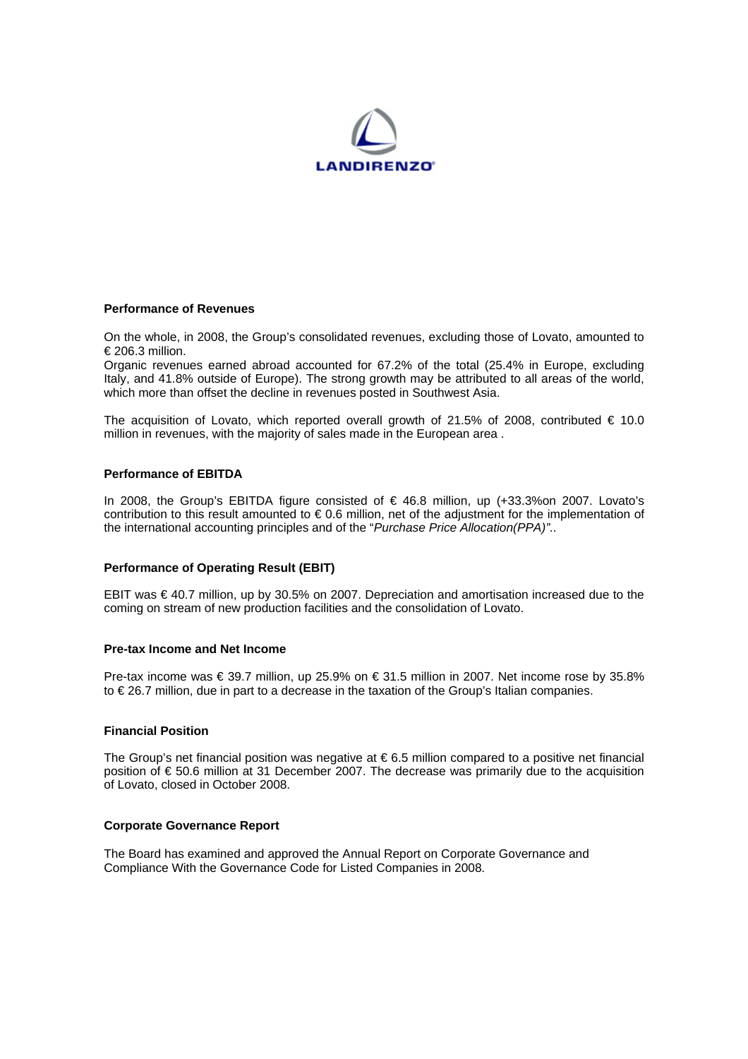LANDIRENZO

### Performance of Revenues

On the whole, in 2008, the Group's consolidated revenues, excluding those of Lovato, amounted to € 206.3 million.
Organic revenues earned abroad accounted for 67.2% of the total (25.4% in Europe, excluding Italy, and 41.8% outside of Europe). The strong growth may be attributed to all areas of the world, which more than offset the decline in revenues posted in Southwest Asia.

The acquisition of Lovato, which reported overall growth of 21.5% of 2008, contributed € 10.0 million in revenues, with the majority of sales made in the European area .

### Performance of EBITDA

In 2008, the Group's EBITDA figure consisted of € 46.8 million, up (+33.3%on 2007. Lovato's contribution to this result amounted to € 0.6 million, net of the adjustment for the implementation of the international accounting principles and of the "*Purchase Price Allocation(PPA)"*..

### Performance of Operating Result (EBIT)

EBIT was € 40.7 million, up by 30.5% on 2007. Depreciation and amortisation increased due to the coming on stream of new production facilities and the consolidation of Lovato.

### Pre-tax Income and Net Income

Pre-tax income was € 39.7 million, up 25.9% on € 31.5 million in 2007. Net income rose by 35.8% to € 26.7 million, due in part to a decrease in the taxation of the Group's Italian companies.

### Financial Position

The Group's net financial position was negative at € 6.5 million compared to a positive net financial position of € 50.6 million at 31 December 2007. The decrease was primarily due to the acquisition of Lovato, closed in October 2008.

### Corporate Governance Report

The Board has examined and approved the Annual Report on Corporate Governance and Compliance With the Governance Code for Listed Companies in 2008.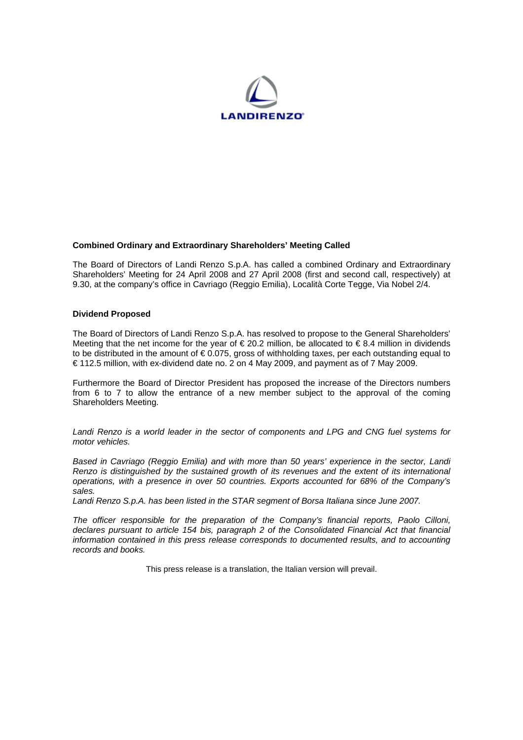LANDIRENZO

**Combined Ordinary and Extraordinary Shareholders' Meeting Called**

The Board of Directors of Landi Renzo S.p.A. has called a combined Ordinary and Extraordinary Shareholders' Meeting for 24 April 2008 and 27 April 2008 (first and second call, respectively) at 9.30, at the company's office in Cavriago (Reggio Emilia), Località Corte Tegge, Via Nobel 2/4.

**Dividend Proposed**

The Board of Directors of Landi Renzo S.p.A. has resolved to propose to the General Shareholders' Meeting that the net income for the year of € 20.2 million, be allocated to € 8.4 million in dividends to be distributed in the amount of € 0.075, gross of withholding taxes, per each outstanding equal to € 112.5 million, with ex-dividend date no. 2 on 4 May 2009, and payment as of 7 May 2009.

Furthermore the Board of Director President has proposed the increase of the Directors numbers from 6 to 7 to allow the entrance of a new member subject to the approval of the coming Shareholders Meeting.

*Landi Renzo is a world leader in the sector of components and LPG and CNG fuel systems for motor vehicles.*

*Based in Cavriago (Reggio Emilia) and with more than 50 years' experience in the sector, Landi Renzo is distinguished by the sustained growth of its revenues and the extent of its international operations, with a presence in over 50 countries. Exports accounted for 68% of the Company's sales.*

*Landi Renzo S.p.A. has been listed in the STAR segment of Borsa Italiana since June 2007.*

*The officer responsible for the preparation of the Company's financial reports, Paolo Cilloni, declares pursuant to article 154 bis, paragraph 2 of the Consolidated Financial Act that financial information contained in this press release corresponds to documented results, and to accounting records and books.*

This press release is a translation, the Italian version will prevail.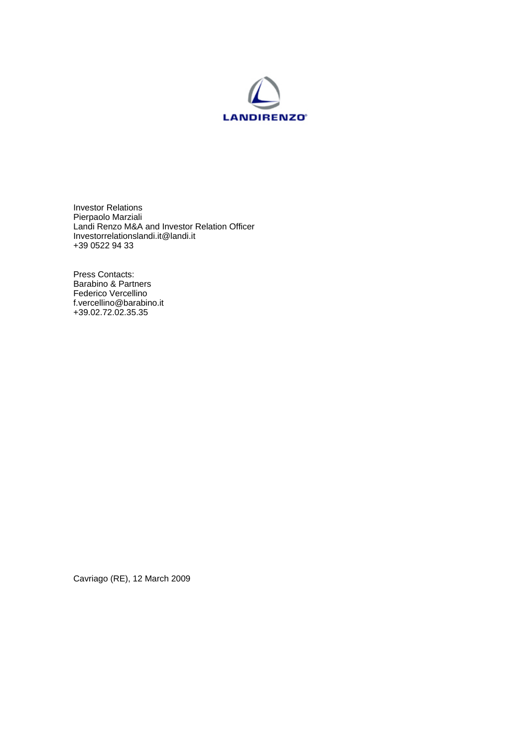LANDIRENZO

Investor Relations
Pierpaolo Marziali
Landi Renzo M&A and Investor Relation Officer
Investorrelationslandi.it@landi.it
+39 0522 94 33

Press Contacts:
Barabino & Partners
Federico Vercellino
f.vercellino@barabino.it
+39.02.72.02.35.35

Cavriago (RE), 12 March 2009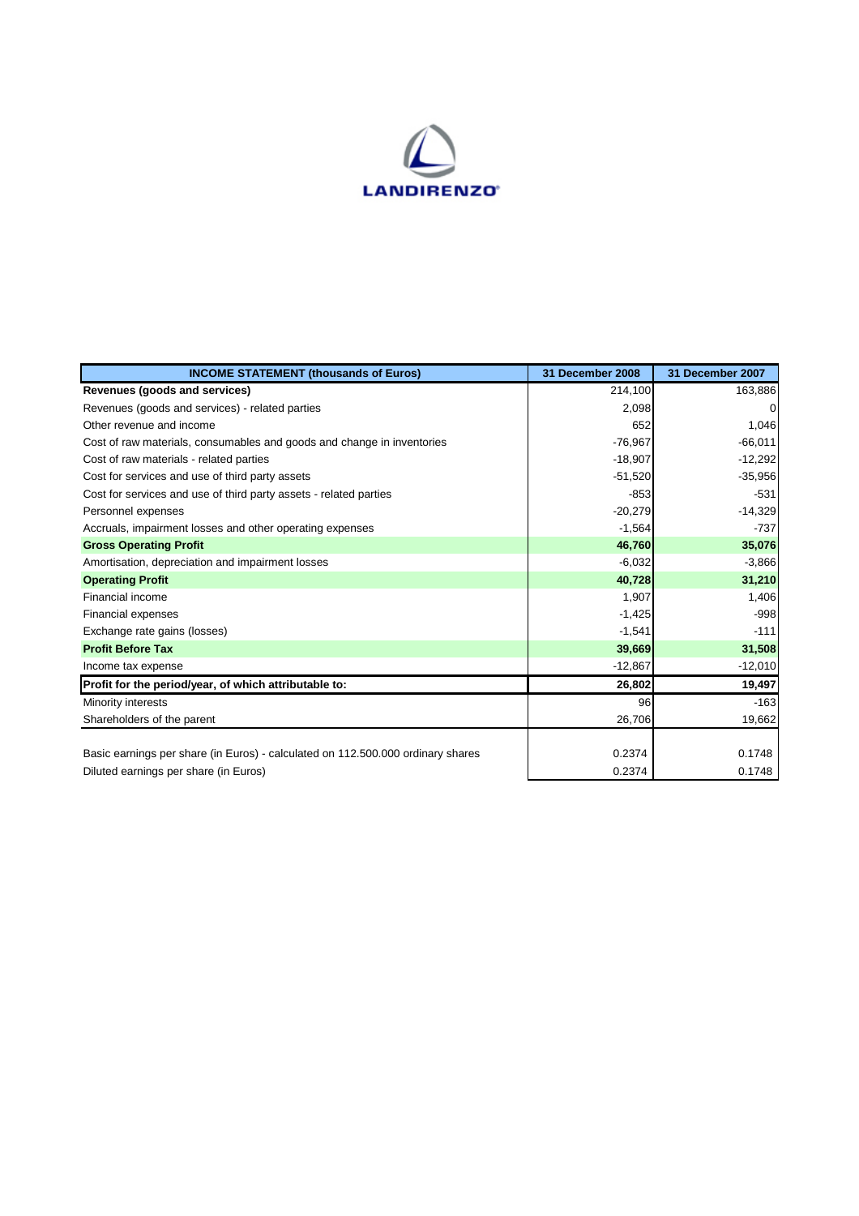LANDIRENZO

| INCOME STATEMENT (thousands of Euros) | 31 December 2008 | 31 December 2007 |
|---|---|---|
| **Revenues (goods and services)** | 214,100 | 163,886 |
| Revenues (goods and services) - related parties | 2,098 | 0 |
| Other revenue and income | 652 | 1,046 |
| Cost of raw materials, consumables and goods and change in inventories | -76,967 | -66,011 |
| Cost of raw materials - related parties | -18,907 | -12,292 |
| Cost for services and use of third party assets | -51,520 | -35,956 |
| Cost for services and use of third party assets - related parties | -853 | -531 |
| Personnel expenses | -20,279 | -14,329 |
| Accruals, impairment losses and other operating expenses | -1,564 | -737 |
| **Gross Operating Profit** | **46,760** | **35,076** |
| Amortisation, depreciation and impairment losses | -6,032 | -3,866 |
| **Operating Profit** | **40,728** | **31,210** |
| Financial income | 1,907 | 1,406 |
| Financial expenses | -1,425 | -998 |
| Exchange rate gains (losses) | -1,541 | -111 |
| **Profit Before Tax** | **39,669** | **31,508** |
| Income tax expense | -12,867 | -12,010 |
| **Profit for the period/year, of which attributable to:** | **26,802** | **19,497** |
| Minority interests | 96 | -163 |
| Shareholders of the parent | 26,706 | 19,662 |
| | | |
| Basic earnings per share (in Euros) - calculated on 112.500.000 ordinary shares | 0.2374 | 0.1748 |
| Diluted earnings per share (in Euros) | 0.2374 | 0.1748 |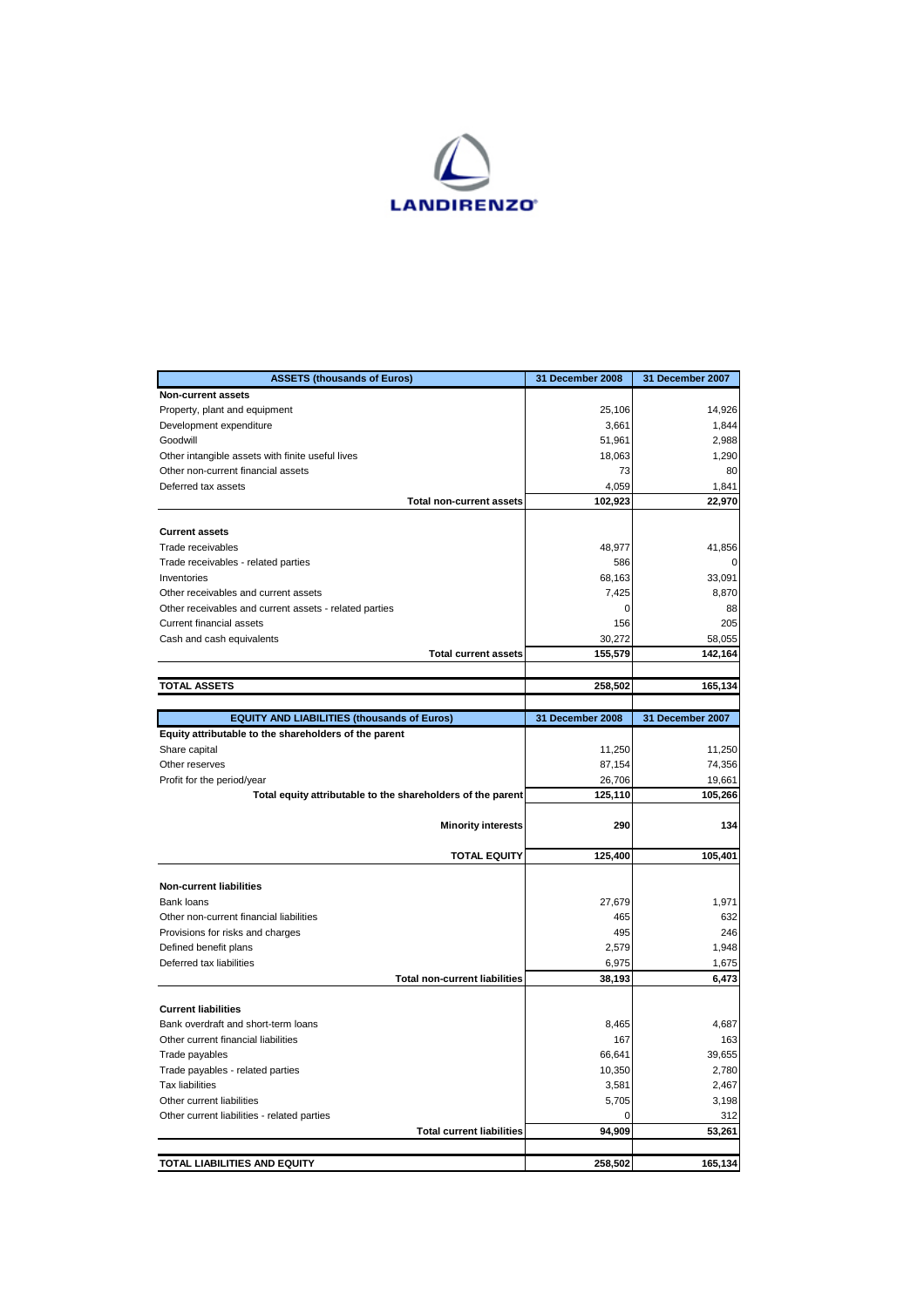LANDIRENZO

| ASSETS (thousands of Euros) | 31 December 2008 | 31 December 2007 |
|---|---|---|
| **Non-current assets** | | |
| Property, plant and equipment | 25,106 | 14,926 |
| Development expenditure | 3,661 | 1,844 |
| Goodwill | 51,961 | 2,988 |
| Other intangible assets with finite useful lives | 18,063 | 1,290 |
| Other non-current financial assets | 73 | 80 |
| Deferred tax assets | 4,059 | 1,841 |
| **Total non-current assets** | **102,923** | **22,970** |
| | | |
| **Current assets** | | |
| Trade receivables | 48,977 | 41,856 |
| Trade receivables - related parties | 586 | 0 |
| Inventories | 68,163 | 33,091 |
| Other receivables and current assets | 7,425 | 8,870 |
| Other receivables and current assets - related parties | 0 | 88 |
| Current financial assets | 156 | 205 |
| Cash and cash equivalents | 30,272 | 58,055 |
| **Total current assets** | **155,579** | **142,164** |
| | | |
| **TOTAL ASSETS** | **258,502** | **165,134** |

| EQUITY AND LIABILITIES (thousands of Euros) | 31 December 2008 | 31 December 2007 |
|---|---|---|
| **Equity attributable to the shareholders of the parent** | | |
| Share capital | 11,250 | 11,250 |
| Other reserves | 87,154 | 74,356 |
| Profit for the period/year | 26,706 | 19,661 |
| **Total equity attributable to the shareholders of the parent** | **125,110** | **105,266** |
| | | |
| **Minority interests** | **290** | **134** |
| | | |
| **TOTAL EQUITY** | **125,400** | **105,401** |
| | | |
| **Non-current liabilities** | | |
| Bank loans | 27,679 | 1,971 |
| Other non-current financial liabilities | 465 | 632 |
| Provisions for risks and charges | 495 | 246 |
| Defined benefit plans | 2,579 | 1,948 |
| Deferred tax liabilities | 6,975 | 1,675 |
| **Total non-current liabilities** | **38,193** | **6,473** |
| | | |
| **Current liabilities** | | |
| Bank overdraft and short-term loans | 8,465 | 4,687 |
| Other current financial liabilities | 167 | 163 |
| Trade payables | 66,641 | 39,655 |
| Trade payables - related parties | 10,350 | 2,780 |
| Tax liabilities | 3,581 | 2,467 |
| Other current liabilities | 5,705 | 3,198 |
| Other current liabilities - related parties | 0 | 312 |
| **Total current liabilities** | **94,909** | **53,261** |
| | | |
| **TOTAL LIABILITIES AND EQUITY** | **258,502** | **165,134** |